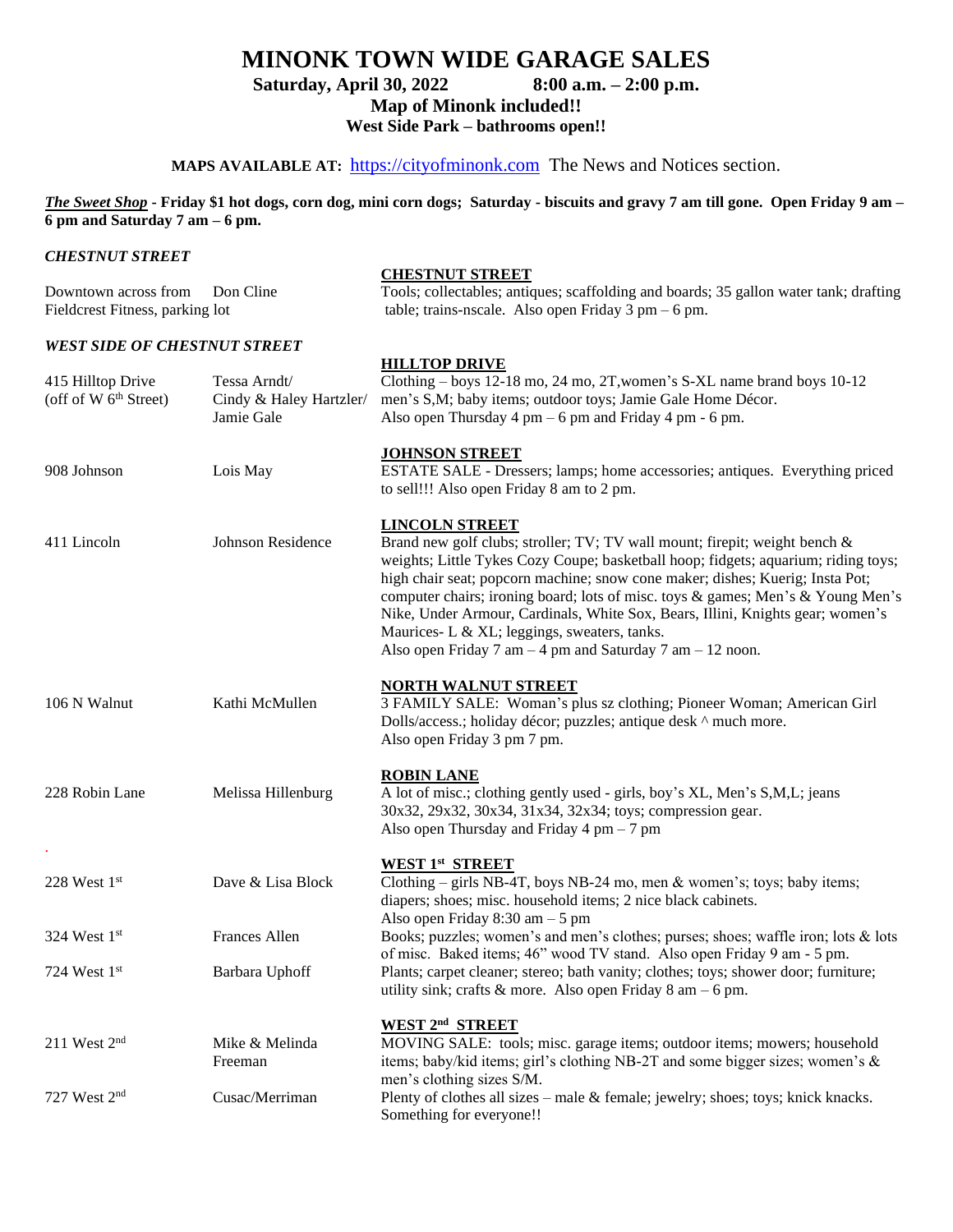# MINONK TOWN WIDE GARAGE SALES

**Saturday, April 30, 2022 8:00 a.m. – 2:00 p.m.**

**Map of Minonk included!!**

**West Side Park – bathrooms open!!**

**MAPS AVAILABLE AT:** https://cityofminonk.com The News and Notices section.

***The Sweet Shop*** **- Friday $1 hot dogs, corn dog, mini corn dogs; Saturday - biscuits and gravy 7 am till gone. Open Friday 9 am – 6 pm and Saturday 7 am – 6 pm.**

### *CHESTNUT STREET*

| | | **CHESTNUT STREET** |
|---|---|---|
| Downtown across from Fieldcrest Fitness, parking lot | Don Cline | Tools; collectables; antiques; scaffolding and boards; 35 gallon water tank; drafting table; trains-nscale. Also open Friday 3 pm – 6 pm. |

### *WEST SIDE OF CHESTNUT STREET*

| | | |
|---|---|---|
| | | **HILLTOP DRIVE** |
| 415 Hilltop Drive (off of W 6th Street) | Tessa Arndt/ Cindy & Haley Hartzler/ Jamie Gale | Clothing – boys 12-18 mo, 24 mo, 2T,women's S-XL name brand boys 10-12 men's S,M; baby items; outdoor toys; Jamie Gale Home Décor. Also open Thursday 4 pm – 6 pm and Friday 4 pm - 6 pm. |
| | | **JOHNSON STREET** |
| 908 Johnson | Lois May | ESTATE SALE - Dressers; lamps; home accessories; antiques. Everything priced to sell!!! Also open Friday 8 am to 2 pm. |
| | | **LINCOLN STREET** |
| 411 Lincoln | Johnson Residence | Brand new golf clubs; stroller; TV; TV wall mount; firepit; weight bench & weights; Little Tykes Cozy Coupe; basketball hoop; fidgets; aquarium; riding toys; high chair seat; popcorn machine; snow cone maker; dishes; Kuerig; Insta Pot; computer chairs; ironing board; lots of misc. toys & games; Men's & Young Men's Nike, Under Armour, Cardinals, White Sox, Bears, Illini, Knights gear; women's Maurices- L & XL; leggings, sweaters, tanks. Also open Friday 7 am – 4 pm and Saturday 7 am – 12 noon. |
| | | **NORTH WALNUT STREET** |
| 106 N Walnut | Kathi McMullen | 3 FAMILY SALE: Woman's plus sz clothing; Pioneer Woman; American Girl Dolls/access.; holiday décor; puzzles; antique desk ^ much more. Also open Friday 3 pm 7 pm. |
| | | **ROBIN LANE** |
| 228 Robin Lane | Melissa Hillenburg | A lot of misc.; clothing gently used - girls, boy's XL, Men's S,M,L; jeans 30x32, 29x32, 30x34, 31x34, 32x34; toys; compression gear. Also open Thursday and Friday 4 pm – 7 pm |
| | | **WEST 1st STREET** |
| 228 West 1st | Dave & Lisa Block | Clothing – girls NB-4T, boys NB-24 mo, men & women's; toys; baby items; diapers; shoes; misc. household items; 2 nice black cabinets. Also open Friday 8:30 am – 5 pm |
| 324 West 1st | Frances Allen | Books; puzzles; women's and men's clothes; purses; shoes; waffle iron; lots & lots of misc. Baked items; 46" wood TV stand. Also open Friday 9 am - 5 pm. |
| 724 West 1st | Barbara Uphoff | Plants; carpet cleaner; stereo; bath vanity; clothes; toys; shower door; furniture; utility sink; crafts & more. Also open Friday 8 am – 6 pm. |
| | | **WEST 2nd STREET** |
| 211 West 2nd | Mike & Melinda Freeman | MOVING SALE: tools; misc. garage items; outdoor items; mowers; household items; baby/kid items; girl's clothing NB-2T and some bigger sizes; women's & men's clothing sizes S/M. |
| 727 West 2nd | Cusac/Merriman | Plenty of clothes all sizes – male & female; jewelry; shoes; toys; knick knacks. Something for everyone!! |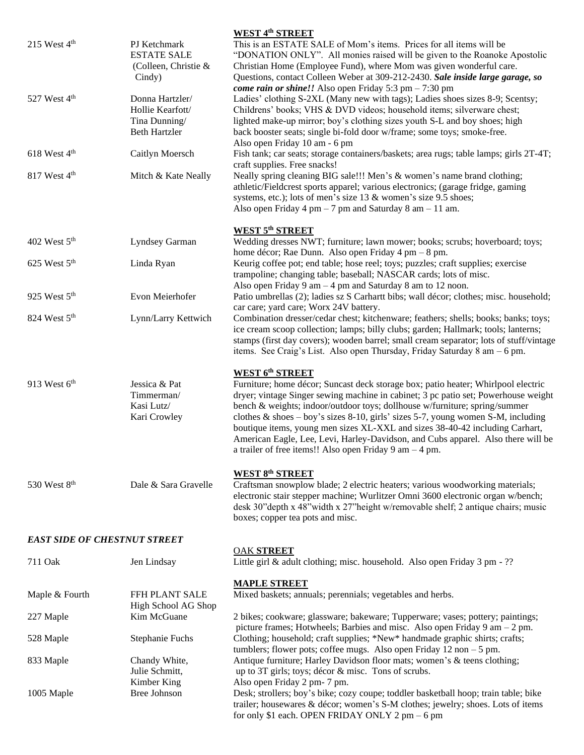### WEST 4th STREET

| Address | Name | Description |
|---|---|---|
| 215 West 4th | PJ Ketchmark ESTATE SALE (Colleen, Christie & Cindy) | This is an ESTATE SALE of Mom's items. Prices for all items will be "DONATION ONLY". All monies raised will be given to the Roanoke Apostolic Christian Home (Employee Fund), where Mom was given wonderful care. Questions, contact Colleen Weber at 309-212-2430. ***Sale inside large garage, so come rain or shine!!*** Also open Friday 5:3 pm – 7:30 pm |
| 527 West 4th | Donna Hartzler/ Hollie Kearfott/ Tina Dunning/ Beth Hartzler | Ladies' clothing S-2XL (Many new with tags); Ladies shoes sizes 8-9; Scentsy; Childrens' books; VHS & DVD videos; household items; silverware chest; lighted make-up mirror; boy's clothing sizes youth S-L and boy shoes; high back booster seats; single bi-fold door w/frame; some toys; smoke-free. Also open Friday 10 am - 6 pm |
| 618 West 4th | Caitlyn Moersch | Fish tank; car seats; storage containers/baskets; area rugs; table lamps; girls 2T-4T; craft supplies. Free snacks! |
| 817 West 4th | Mitch & Kate Neally | Neally spring cleaning BIG sale!!! Men's & women's name brand clothing; athletic/Fieldcrest sports apparel; various electronics; (garage fridge, gaming systems, etc.); lots of men's size 13 & women's size 9.5 shoes; Also open Friday 4 pm – 7 pm and Saturday 8 am – 11 am. |

### WEST 5th STREET

| Address | Name | Description |
|---|---|---|
| 402 West 5th | Lyndsey Garman | Wedding dresses NWT; furniture; lawn mower; books; scrubs; hoverboard; toys; home décor; Rae Dunn. Also open Friday 4 pm – 8 pm. |
| 625 West 5th | Linda Ryan | Keurig coffee pot; end table; hose reel; toys; puzzles; craft supplies; exercise trampoline; changing table; baseball; NASCAR cards; lots of misc. Also open Friday 9 am – 4 pm and Saturday 8 am to 12 noon. |
| 925 West 5th | Evon Meierhofer | Patio umbrellas (2); ladies sz S Carhartt bibs; wall décor; clothes; misc. household; car care; yard care; Worx 24V battery. |
| 824 West 5th | Lynn/Larry Kettwich | Combination dresser/cedar chest; kitchenware; feathers; shells; books; banks; toys; ice cream scoop collection; lamps; billy clubs; garden; Hallmark; tools; lanterns; stamps (first day covers); wooden barrel; small cream separator; lots of stuff/vintage items. See Craig's List. Also open Thursday, Friday Saturday 8 am – 6 pm. |

### WEST 6th STREET

| Address | Name | Description |
|---|---|---|
| 913 West 6th | Jessica & Pat Timmerman/ Kasi Lutz/ Kari Crowley | Furniture; home décor; Suncast deck storage box; patio heater; Whirlpool electric dryer; vintage Singer sewing machine in cabinet; 3 pc patio set; Powerhouse weight bench & weights; indoor/outdoor toys; dollhouse w/furniture; spring/summer clothes & shoes – boy's sizes 8-10, girls' sizes 5-7, young women S-M, including boutique items, young men sizes XL-XXL and sizes 38-40-42 including Carhart, American Eagle, Lee, Levi, Harley-Davidson, and Cubs apparel. Also there will be a trailer of free items!! Also open Friday 9 am – 4 pm. |

### WEST 8th STREET

| Address | Name | Description |
|---|---|---|
| 530 West 8th | Dale & Sara Gravelle | Craftsman snowplow blade; 2 electric heaters; various woodworking materials; electronic stair stepper machine; Wurlitzer Omni 3600 electronic organ w/bench; desk 30"depth x 48"width x 27"height w/removable shelf; 2 antique chairs; music boxes; copper tea pots and misc. |

## *EAST SIDE OF CHESTNUT STREET*

### OAK STREET

| Address | Name | Description |
|---|---|---|
| 711 Oak | Jen Lindsay | Little girl & adult clothing; misc. household. Also open Friday 3 pm - ?? |

### MAPLE STREET

| Address | Name | Description |
|---|---|---|
| Maple & Fourth | FFH PLANT SALE High School AG Shop | Mixed baskets; annuals; perennials; vegetables and herbs. |
| 227 Maple | Kim McGuane | 2 bikes; cookware; glassware; bakeware; Tupperware; vases; pottery; paintings; picture frames; Hotwheels; Barbies and misc. Also open Friday 9 am – 2 pm. |
| 528 Maple | Stephanie Fuchs | Clothing; household; craft supplies; *New* handmade graphic shirts; crafts; tumblers; flower pots; coffee mugs. Also open Friday 12 non – 5 pm. |
| 833 Maple | Chandy White, Julie Schmitt, Kimber King | Antique furniture; Harley Davidson floor mats; women's & teens clothing; up to 3T girls; toys; décor & misc. Tons of scrubs. Also open Friday 2 pm- 7 pm. |
| 1005 Maple | Bree Johnson | Desk; strollers; boy's bike; cozy coupe; toddler basketball hoop; train table; bike trailer; housewares & décor; women's S-M clothes; jewelry; shoes. Lots of items for only $1 each. OPEN FRIDAY ONLY 2 pm – 6 pm |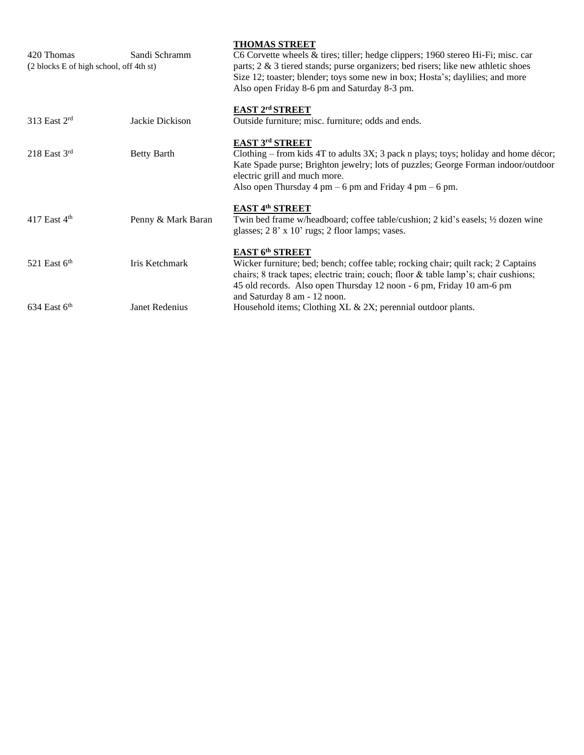### THOMAS STREET

| Address | Name | Items |
| --- | --- | --- |
| 420 Thomas (2 blocks E of high school, off 4th st) | Sandi Schramm | C6 Corvette wheels & tires; tiller; hedge clippers; 1960 stereo Hi-Fi; misc. car parts; 2 & 3 tiered stands; purse organizers; bed risers; like new athletic shoes Size 12; toaster; blender; toys some new in box; Hosta's; daylilies; and more Also open Friday 8-6 pm and Saturday 8-3 pm. |

### EAST 2rd STREET

| Address | Name | Items |
| --- | --- | --- |
| 313 East 2rd | Jackie Dickison | Outside furniture; misc. furniture; odds and ends. |

### EAST 3rd STREET

| Address | Name | Items |
| --- | --- | --- |
| 218 East 3rd | Betty Barth | Clothing – from kids 4T to adults 3X; 3 pack n plays; toys; holiday and home décor; Kate Spade purse; Brighton jewelry; lots of puzzles; George Forman indoor/outdoor electric grill and much more. Also open Thursday 4 pm – 6 pm and Friday 4 pm – 6 pm. |

### EAST 4th STREET

| Address | Name | Items |
| --- | --- | --- |
| 417 East 4th | Penny & Mark Baran | Twin bed frame w/headboard; coffee table/cushion; 2 kid's easels; ½ dozen wine glasses; 2 8' x 10' rugs; 2 floor lamps; vases. |

### EAST 6th STREET

| Address | Name | Items |
| --- | --- | --- |
| 521 East 6th | Iris Ketchmark | Wicker furniture; bed; bench; coffee table; rocking chair; quilt rack; 2 Captains chairs; 8 track tapes; electric train; couch; floor & table lamp's; chair cushions; 45 old records. Also open Thursday 12 noon - 6 pm, Friday 10 am-6 pm and Saturday 8 am - 12 noon. |
| 634 East 6th | Janet Redenius | Household items; Clothing XL & 2X; perennial outdoor plants. |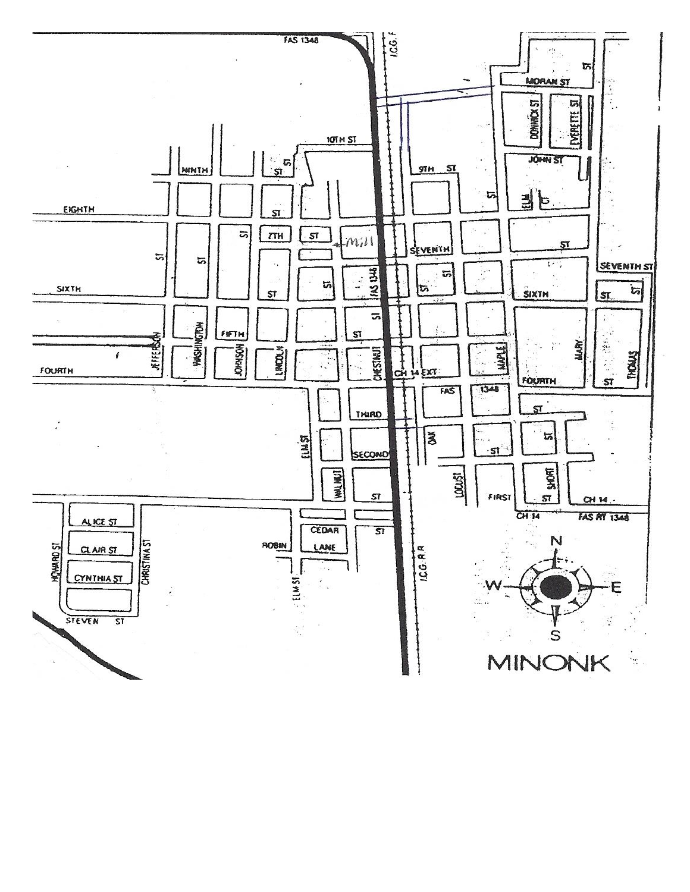FAS 1348

I.C.G. R

MORAN ST

ST

DONNICK ST

EVERETTE ST

10TH ST

JOHN ST

NINTH

ST

9TH ST

ST

ELM CT

EIGHTH

ST

7TH

ST

Mill

SEVENTH

ST

SEVENTH ST

ST

ST

SIXTH

ST

ST

FAS 1348

ST

ST

SIXTH

ST

ST

WASHINGTON

FIFTH

ST

ST

JEFFERSON

JOHNSON

LINCOLN

CHESTNUT

MAPLE

MARY

THOMAS

FOURTH

CH 14 EXT

FAS 1348

FOURTH

ST

ST

THIRD

ST

ELM ST

SECOND

OAK

ST

ST

WALNUT

ST

LOCUST

FIRST

ST

SHORT

CH 14

CH 14

FAS RT 1348

ALICE ST

CEDAR

ST

ROBIN

LANE

CLAIR ST

HOWARD ST

CHRISTINA ST

CYNTHIA ST

ELM ST

I.C.G.R.R

STEVEN ST

N

W

E

S

MINONK